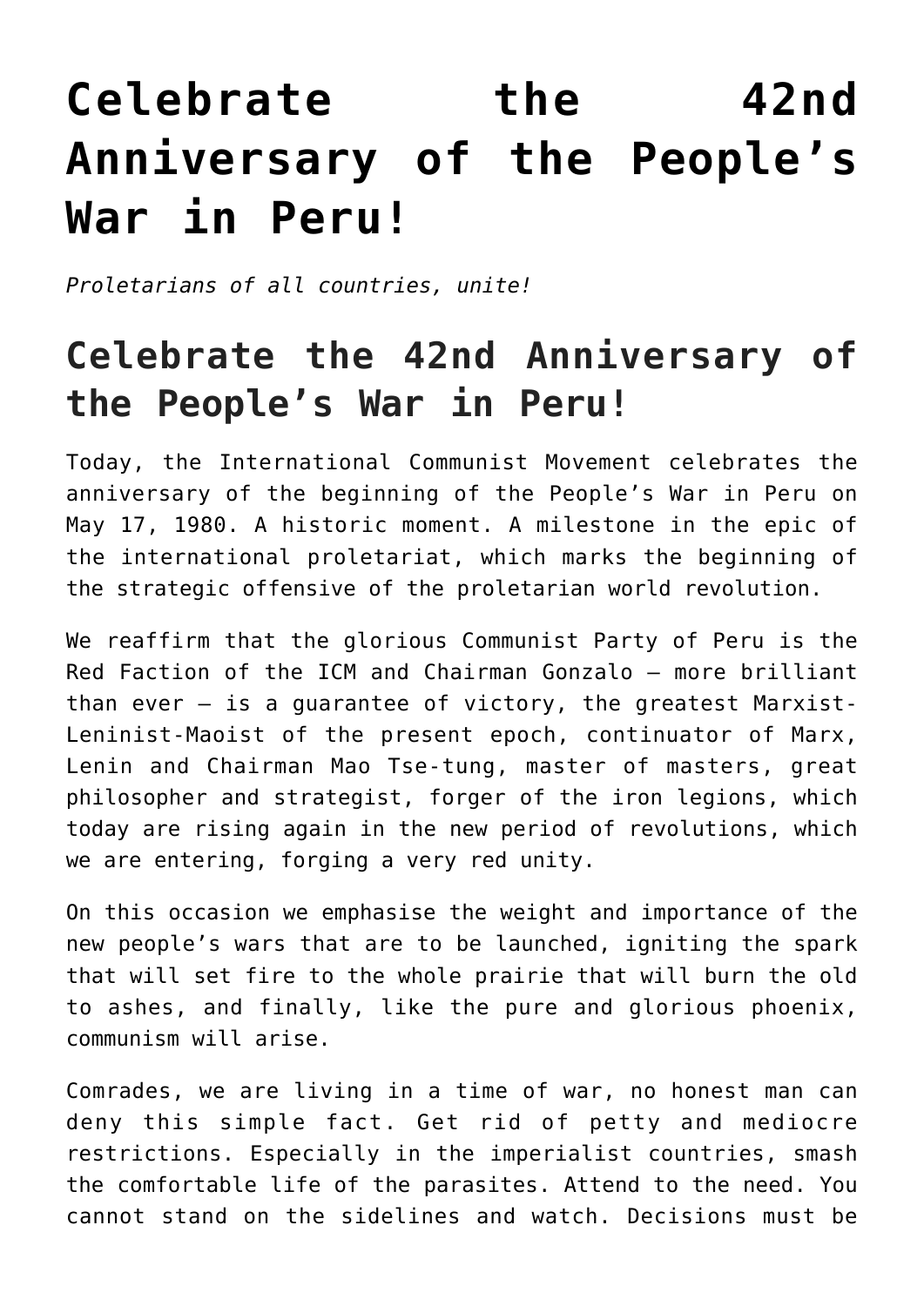# Celebrate the 42nd Anniversary of the People's War in Peru!

*Proletarians of all countries, unite!*

## Celebrate the 42nd Anniversary of the People's War in Peru!

Today, the International Communist Movement celebrates the anniversary of the beginning of the People's War in Peru on May 17, 1980. A historic moment. A milestone in the epic of the international proletariat, which marks the beginning of the strategic offensive of the proletarian world revolution.

We reaffirm that the glorious Communist Party of Peru is the Red Faction of the ICM and Chairman Gonzalo – more brilliant than ever – is a guarantee of victory, the greatest Marxist-Leninist-Maoist of the present epoch, continuator of Marx, Lenin and Chairman Mao Tse-tung, master of masters, great philosopher and strategist, forger of the iron legions, which today are rising again in the new period of revolutions, which we are entering, forging a very red unity.

On this occasion we emphasise the weight and importance of the new people's wars that are to be launched, igniting the spark that will set fire to the whole prairie that will burn the old to ashes, and finally, like the pure and glorious phoenix, communism will arise.

Comrades, we are living in a time of war, no honest man can deny this simple fact. Get rid of petty and mediocre restrictions. Especially in the imperialist countries, smash the comfortable life of the parasites. Attend to the need. You cannot stand on the sidelines and watch. Decisions must be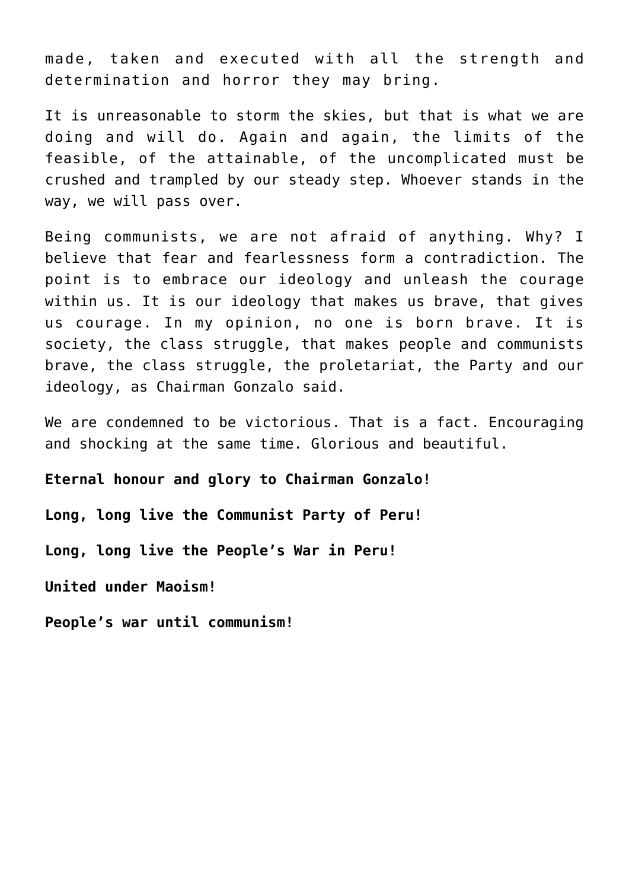made, taken and executed with all the strength and determination and horror they may bring.

It is unreasonable to storm the skies, but that is what we are doing and will do. Again and again, the limits of the feasible, of the attainable, of the uncomplicated must be crushed and trampled by our steady step. Whoever stands in the way, we will pass over.

Being communists, we are not afraid of anything. Why? I believe that fear and fearlessness form a contradiction. The point is to embrace our ideology and unleash the courage within us. It is our ideology that makes us brave, that gives us courage. In my opinion, no one is born brave. It is society, the class struggle, that makes people and communists brave, the class struggle, the proletariat, the Party and our ideology, as Chairman Gonzalo said.

We are condemned to be victorious. That is a fact. Encouraging and shocking at the same time. Glorious and beautiful.

**Eternal honour and glory to Chairman Gonzalo!**

**Long, long live the Communist Party of Peru!**

**Long, long live the People’s War in Peru!**

**United under Maoism!**

**People’s war until communism!**